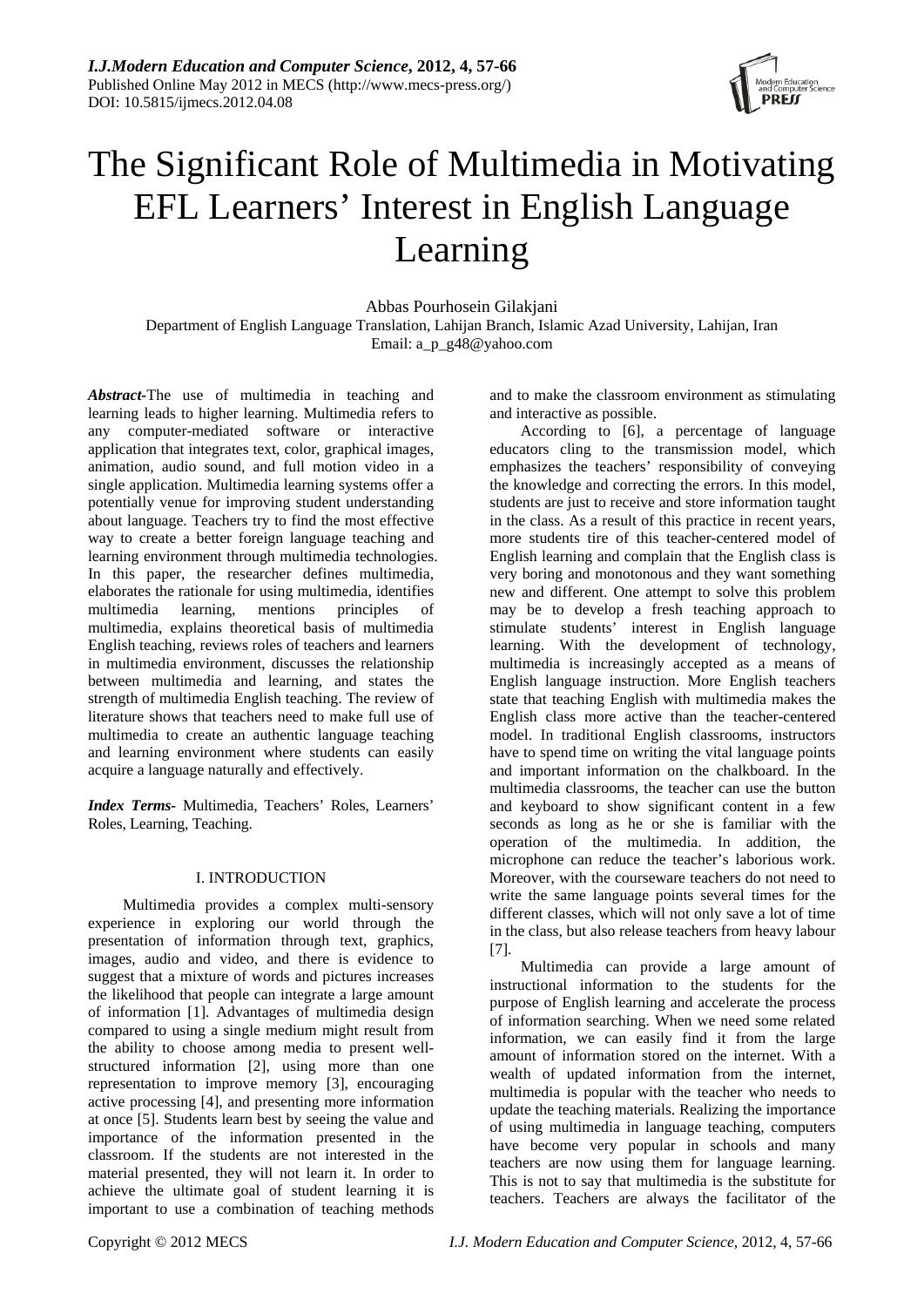# The Significant Role of Multimedia in Motivating EFL Learners' Interest in English Language Learning

Abbas Pourhosein Gilakjani

Department of English Language Translation, Lahijan Branch, Islamic Azad University, Lahijan, Iran

Email: a_p_g48@yahoo.com

***Abstract-***The use of multimedia in teaching and learning leads to higher learning. Multimedia refers to any computer-mediated software or interactive application that integrates text, color, graphical images, animation, audio sound, and full motion video in a single application. Multimedia learning systems offer a potentially venue for improving student understanding about language. Teachers try to find the most effective way to create a better foreign language teaching and learning environment through multimedia technologies. In this paper, the researcher defines multimedia, elaborates the rationale for using multimedia, identifies multimedia learning, mentions principles of multimedia, explains theoretical basis of multimedia English teaching, reviews roles of teachers and learners in multimedia environment, discusses the relationship between multimedia and learning, and states the strength of multimedia English teaching. The review of literature shows that teachers need to make full use of multimedia to create an authentic language teaching and learning environment where students can easily acquire a language naturally and effectively.

***Index Terms-*** Multimedia, Teachers' Roles, Learners' Roles, Learning, Teaching.

## I. INTRODUCTION

Multimedia provides a complex multi-sensory experience in exploring our world through the presentation of information through text, graphics, images, audio and video, and there is evidence to suggest that a mixture of words and pictures increases the likelihood that people can integrate a large amount of information [1]. Advantages of multimedia design compared to using a single medium might result from the ability to choose among media to present well-structured information [2], using more than one representation to improve memory [3], encouraging active processing [4], and presenting more information at once [5]. Students learn best by seeing the value and importance of the information presented in the classroom. If the students are not interested in the material presented, they will not learn it. In order to achieve the ultimate goal of student learning it is important to use a combination of teaching methods and to make the classroom environment as stimulating and interactive as possible.

According to [6], a percentage of language educators cling to the transmission model, which emphasizes the teachers' responsibility of conveying the knowledge and correcting the errors. In this model, students are just to receive and store information taught in the class. As a result of this practice in recent years, more students tire of this teacher-centered model of English learning and complain that the English class is very boring and monotonous and they want something new and different. One attempt to solve this problem may be to develop a fresh teaching approach to stimulate students' interest in English language learning. With the development of technology, multimedia is increasingly accepted as a means of English language instruction. More English teachers state that teaching English with multimedia makes the English class more active than the teacher-centered model. In traditional English classrooms, instructors have to spend time on writing the vital language points and important information on the chalkboard. In the multimedia classrooms, the teacher can use the button and keyboard to show significant content in a few seconds as long as he or she is familiar with the operation of the multimedia. In addition, the microphone can reduce the teacher's laborious work. Moreover, with the courseware teachers do not need to write the same language points several times for the different classes, which will not only save a lot of time in the class, but also release teachers from heavy labour [7].

Multimedia can provide a large amount of instructional information to the students for the purpose of English learning and accelerate the process of information searching. When we need some related information, we can easily find it from the large amount of information stored on the internet. With a wealth of updated information from the internet, multimedia is popular with the teacher who needs to update the teaching materials. Realizing the importance of using multimedia in language teaching, computers have become very popular in schools and many teachers are now using them for language learning. This is not to say that multimedia is the substitute for teachers. Teachers are always the facilitator of the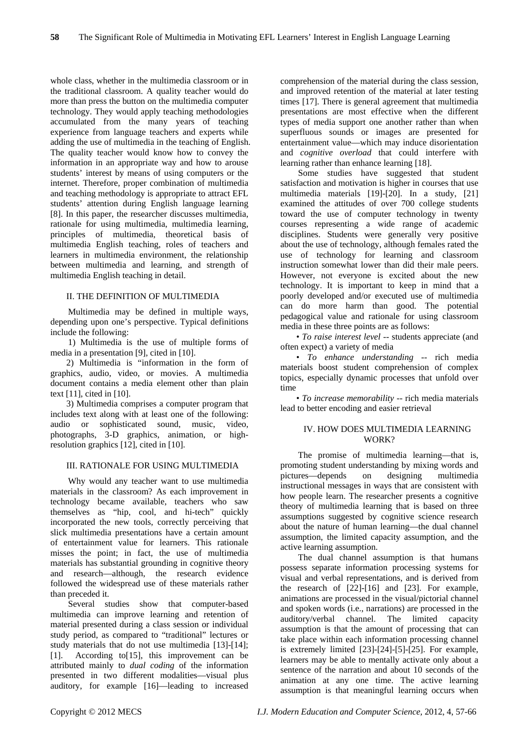whole class, whether in the multimedia classroom or in the traditional classroom. A quality teacher would do more than press the button on the multimedia computer technology. They would apply teaching methodologies accumulated from the many years of teaching experience from language teachers and experts while adding the use of multimedia in the teaching of English. The quality teacher would know how to convey the information in an appropriate way and how to arouse students' interest by means of using computers or the internet. Therefore, proper combination of multimedia and teaching methodology is appropriate to attract EFL students' attention during English language learning [8]. In this paper, the researcher discusses multimedia, rationale for using multimedia, multimedia learning, principles of multimedia, theoretical basis of multimedia English teaching, roles of teachers and learners in multimedia environment, the relationship between multimedia and learning, and strength of multimedia English teaching in detail.

## II. THE DEFINITION OF MULTIMEDIA

Multimedia may be defined in multiple ways, depending upon one's perspective. Typical definitions include the following:

1) Multimedia is the use of multiple forms of media in a presentation [9], cited in [10].

2) Multimedia is "information in the form of graphics, audio, video, or movies. A multimedia document contains a media element other than plain text [11], cited in [10].

3) Multimedia comprises a computer program that includes text along with at least one of the following: audio or sophisticated sound, music, video, photographs, 3-D graphics, animation, or high-resolution graphics [12], cited in [10].

## III. RATIONALE FOR USING MULTIMEDIA

Why would any teacher want to use multimedia materials in the classroom? As each improvement in technology became available, teachers who saw themselves as "hip, cool, and hi-tech" quickly incorporated the new tools, correctly perceiving that slick multimedia presentations have a certain amount of entertainment value for learners. This rationale misses the point; in fact, the use of multimedia materials has substantial grounding in cognitive theory and research—although, the research evidence followed the widespread use of these materials rather than preceded it.

Several studies show that computer-based multimedia can improve learning and retention of material presented during a class session or individual study period, as compared to "traditional" lectures or study materials that do not use multimedia [13]-[14]; [1]. According to[15], this improvement can be attributed mainly to *dual coding* of the information presented in two different modalities—visual plus auditory, for example [16]—leading to increased comprehension of the material during the class session, and improved retention of the material at later testing times [17]. There is general agreement that multimedia presentations are most effective when the different types of media support one another rather than when superfluous sounds or images are presented for entertainment value—which may induce disorientation and *cognitive overload* that could interfere with learning rather than enhance learning [18].

Some studies have suggested that student satisfaction and motivation is higher in courses that use multimedia materials [19]-[20]. In a study, [21] examined the attitudes of over 700 college students toward the use of computer technology in twenty courses representing a wide range of academic disciplines. Students were generally very positive about the use of technology, although females rated the use of technology for learning and classroom instruction somewhat lower than did their male peers. However, not everyone is excited about the new technology. It is important to keep in mind that a poorly developed and/or executed use of multimedia can do more harm than good. The potential pedagogical value and rationale for using classroom media in these three points are as follows:

- *To raise interest level* -- students appreciate (and often expect) a variety of media
- *To enhance understanding* -- rich media materials boost student comprehension of complex topics, especially dynamic processes that unfold over time
- *To increase memorability* -- rich media materials lead to better encoding and easier retrieval

## IV. HOW DOES MULTIMEDIA LEARNING WORK?

The promise of multimedia learning—that is, promoting student understanding by mixing words and pictures—depends on designing multimedia instructional messages in ways that are consistent with how people learn. The researcher presents a cognitive theory of multimedia learning that is based on three assumptions suggested by cognitive science research about the nature of human learning—the dual channel assumption, the limited capacity assumption, and the active learning assumption.

The dual channel assumption is that humans possess separate information processing systems for visual and verbal representations, and is derived from the research of [22]-[16] and [23]. For example, animations are processed in the visual/pictorial channel and spoken words (i.e., narrations) are processed in the auditory/verbal channel. The limited capacity assumption is that the amount of processing that can take place within each information processing channel is extremely limited [23]-[24]-[5]-[25]. For example, learners may be able to mentally activate only about a sentence of the narration and about 10 seconds of the animation at any one time. The active learning assumption is that meaningful learning occurs when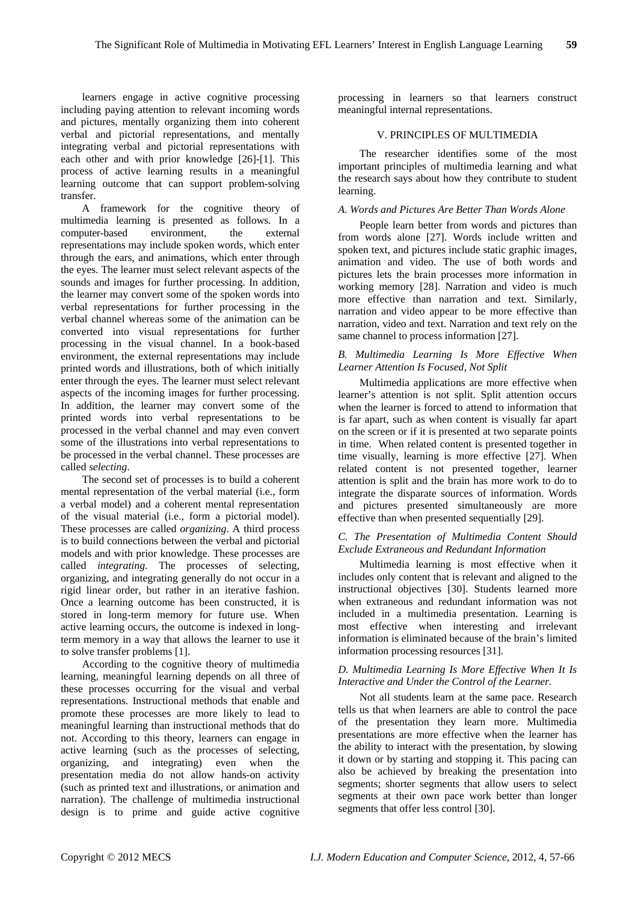learners engage in active cognitive processing including paying attention to relevant incoming words and pictures, mentally organizing them into coherent verbal and pictorial representations, and mentally integrating verbal and pictorial representations with each other and with prior knowledge [26]-[1]. This process of active learning results in a meaningful learning outcome that can support problem-solving transfer.

A framework for the cognitive theory of multimedia learning is presented as follows. In a computer-based environment, the external representations may include spoken words, which enter through the ears, and animations, which enter through the eyes. The learner must select relevant aspects of the sounds and images for further processing. In addition, the learner may convert some of the spoken words into verbal representations for further processing in the verbal channel whereas some of the animation can be converted into visual representations for further processing in the visual channel. In a book-based environment, the external representations may include printed words and illustrations, both of which initially enter through the eyes. The learner must select relevant aspects of the incoming images for further processing. In addition, the learner may convert some of the printed words into verbal representations to be processed in the verbal channel and may even convert some of the illustrations into verbal representations to be processed in the verbal channel. These processes are called *selecting*.

The second set of processes is to build a coherent mental representation of the verbal material (i.e., form a verbal model) and a coherent mental representation of the visual material (i.e., form a pictorial model). These processes are called *organizing*. A third process is to build connections between the verbal and pictorial models and with prior knowledge. These processes are called *integrating*. The processes of selecting, organizing, and integrating generally do not occur in a rigid linear order, but rather in an iterative fashion. Once a learning outcome has been constructed, it is stored in long-term memory for future use. When active learning occurs, the outcome is indexed in long-term memory in a way that allows the learner to use it to solve transfer problems [1].

According to the cognitive theory of multimedia learning, meaningful learning depends on all three of these processes occurring for the visual and verbal representations. Instructional methods that enable and promote these processes are more likely to lead to meaningful learning than instructional methods that do not. According to this theory, learners can engage in active learning (such as the processes of selecting, organizing, and integrating) even when the presentation media do not allow hands-on activity (such as printed text and illustrations, or animation and narration). The challenge of multimedia instructional design is to prime and guide active cognitive processing in learners so that learners construct meaningful internal representations.

## V. PRINCIPLES OF MULTIMEDIA

The researcher identifies some of the most important principles of multimedia learning and what the research says about how they contribute to student learning.

### *A. Words and Pictures Are Better Than Words Alone*

People learn better from words and pictures than from words alone [27]. Words include written and spoken text, and pictures include static graphic images, animation and video. The use of both words and pictures lets the brain processes more information in working memory [28]. Narration and video is much more effective than narration and text. Similarly, narration and video appear to be more effective than narration, video and text. Narration and text rely on the same channel to process information [27].

### *B. Multimedia Learning Is More Effective When Learner Attention Is Focused, Not Split*

Multimedia applications are more effective when learner's attention is not split. Split attention occurs when the learner is forced to attend to information that is far apart, such as when content is visually far apart on the screen or if it is presented at two separate points in time. When related content is presented together in time visually, learning is more effective [27]. When related content is not presented together, learner attention is split and the brain has more work to do to integrate the disparate sources of information. Words and pictures presented simultaneously are more effective than when presented sequentially [29].

### *C. The Presentation of Multimedia Content Should Exclude Extraneous and Redundant Information*

Multimedia learning is most effective when it includes only content that is relevant and aligned to the instructional objectives [30]. Students learned more when extraneous and redundant information was not included in a multimedia presentation. Learning is most effective when interesting and irrelevant information is eliminated because of the brain's limited information processing resources [31].

### *D. Multimedia Learning Is More Effective When It Is Interactive and Under the Control of the Learner.*

Not all students learn at the same pace. Research tells us that when learners are able to control the pace of the presentation they learn more. Multimedia presentations are more effective when the learner has the ability to interact with the presentation, by slowing it down or by starting and stopping it. This pacing can also be achieved by breaking the presentation into segments; shorter segments that allow users to select segments at their own pace work better than longer segments that offer less control [30].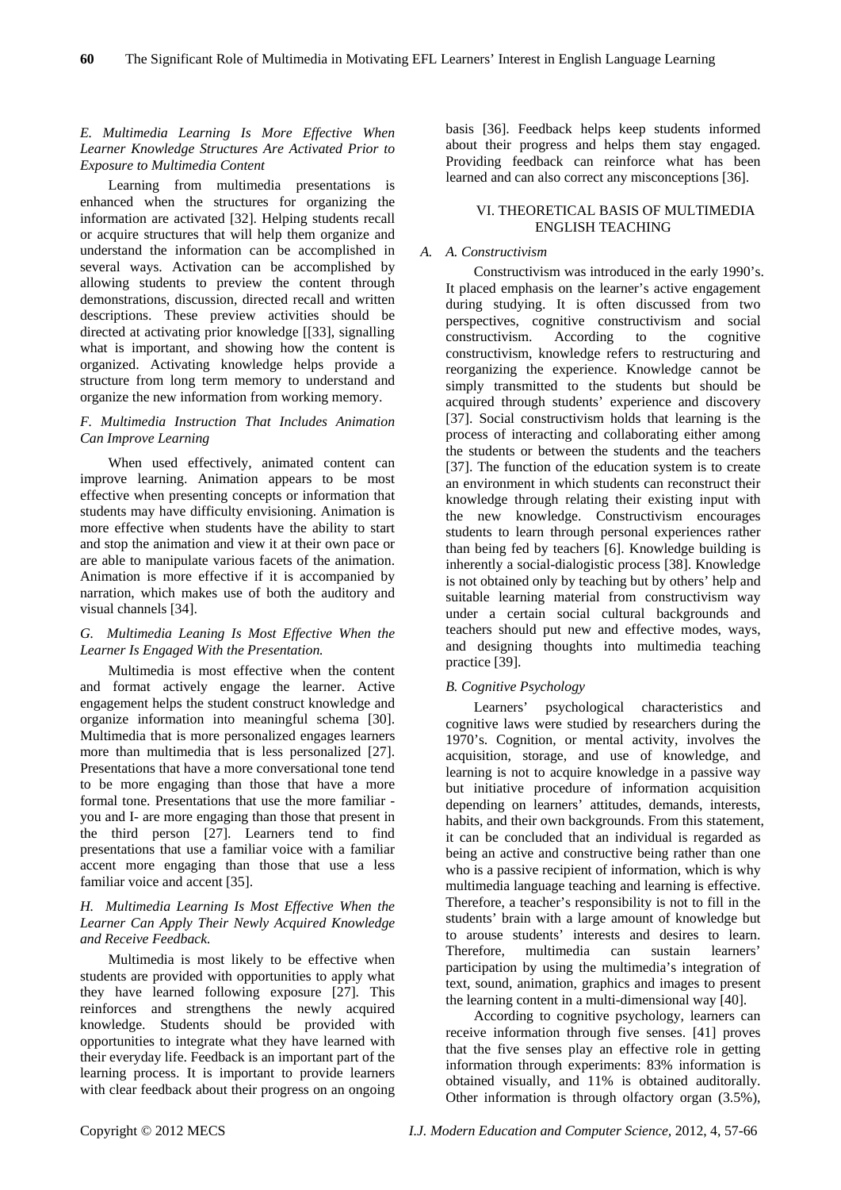### E. Multimedia Learning Is More Effective When Learner Knowledge Structures Are Activated Prior to Exposure to Multimedia Content

Learning from multimedia presentations is enhanced when the structures for organizing the information are activated [32]. Helping students recall or acquire structures that will help them organize and understand the information can be accomplished in several ways. Activation can be accomplished by allowing students to preview the content through demonstrations, discussion, directed recall and written descriptions. These preview activities should be directed at activating prior knowledge [[33], signalling what is important, and showing how the content is organized. Activating knowledge helps provide a structure from long term memory to understand and organize the new information from working memory.

### F. Multimedia Instruction That Includes Animation Can Improve Learning

When used effectively, animated content can improve learning. Animation appears to be most effective when presenting concepts or information that students may have difficulty envisioning. Animation is more effective when students have the ability to start and stop the animation and view it at their own pace or are able to manipulate various facets of the animation. Animation is more effective if it is accompanied by narration, which makes use of both the auditory and visual channels [34].

### G. Multimedia Leaning Is Most Effective When the Learner Is Engaged With the Presentation.

Multimedia is most effective when the content and format actively engage the learner. Active engagement helps the student construct knowledge and organize information into meaningful schema [30]. Multimedia that is more personalized engages learners more than multimedia that is less personalized [27]. Presentations that have a more conversational tone tend to be more engaging than those that have a more formal tone. Presentations that use the more familiar - you and I- are more engaging than those that present in the third person [27]. Learners tend to find presentations that use a familiar voice with a familiar accent more engaging than those that use a less familiar voice and accent [35].

### H. Multimedia Learning Is Most Effective When the Learner Can Apply Their Newly Acquired Knowledge and Receive Feedback.

Multimedia is most likely to be effective when students are provided with opportunities to apply what they have learned following exposure [27]. This reinforces and strengthens the newly acquired knowledge. Students should be provided with opportunities to integrate what they have learned with their everyday life. Feedback is an important part of the learning process. It is important to provide learners with clear feedback about their progress on an ongoing basis [36]. Feedback helps keep students informed about their progress and helps them stay engaged. Providing feedback can reinforce what has been learned and can also correct any misconceptions [36].

## VI. THEORETICAL BASIS OF MULTIMEDIA ENGLISH TEACHING

### A. A. Constructivism

Constructivism was introduced in the early 1990's. It placed emphasis on the learner's active engagement during studying. It is often discussed from two perspectives, cognitive constructivism and social constructivism. According to the cognitive constructivism, knowledge refers to restructuring and reorganizing the experience. Knowledge cannot be simply transmitted to the students but should be acquired through students' experience and discovery [37]. Social constructivism holds that learning is the process of interacting and collaborating either among the students or between the students and the teachers [37]. The function of the education system is to create an environment in which students can reconstruct their knowledge through relating their existing input with the new knowledge. Constructivism encourages students to learn through personal experiences rather than being fed by teachers [6]. Knowledge building is inherently a social-dialogistic process [38]. Knowledge is not obtained only by teaching but by others' help and suitable learning material from constructivism way under a certain social cultural backgrounds and teachers should put new and effective modes, ways, and designing thoughts into multimedia teaching practice [39].

### B. Cognitive Psychology

Learners' psychological characteristics and cognitive laws were studied by researchers during the 1970's. Cognition, or mental activity, involves the acquisition, storage, and use of knowledge, and learning is not to acquire knowledge in a passive way but initiative procedure of information acquisition depending on learners' attitudes, demands, interests, habits, and their own backgrounds. From this statement, it can be concluded that an individual is regarded as being an active and constructive being rather than one who is a passive recipient of information, which is why multimedia language teaching and learning is effective. Therefore, a teacher's responsibility is not to fill in the students' brain with a large amount of knowledge but to arouse students' interests and desires to learn. Therefore, multimedia can sustain learners' participation by using the multimedia's integration of text, sound, animation, graphics and images to present the learning content in a multi-dimensional way [40].

According to cognitive psychology, learners can receive information through five senses. [41] proves that the five senses play an effective role in getting information through experiments: 83% information is obtained visually, and 11% is obtained auditorally. Other information is through olfactory organ (3.5%),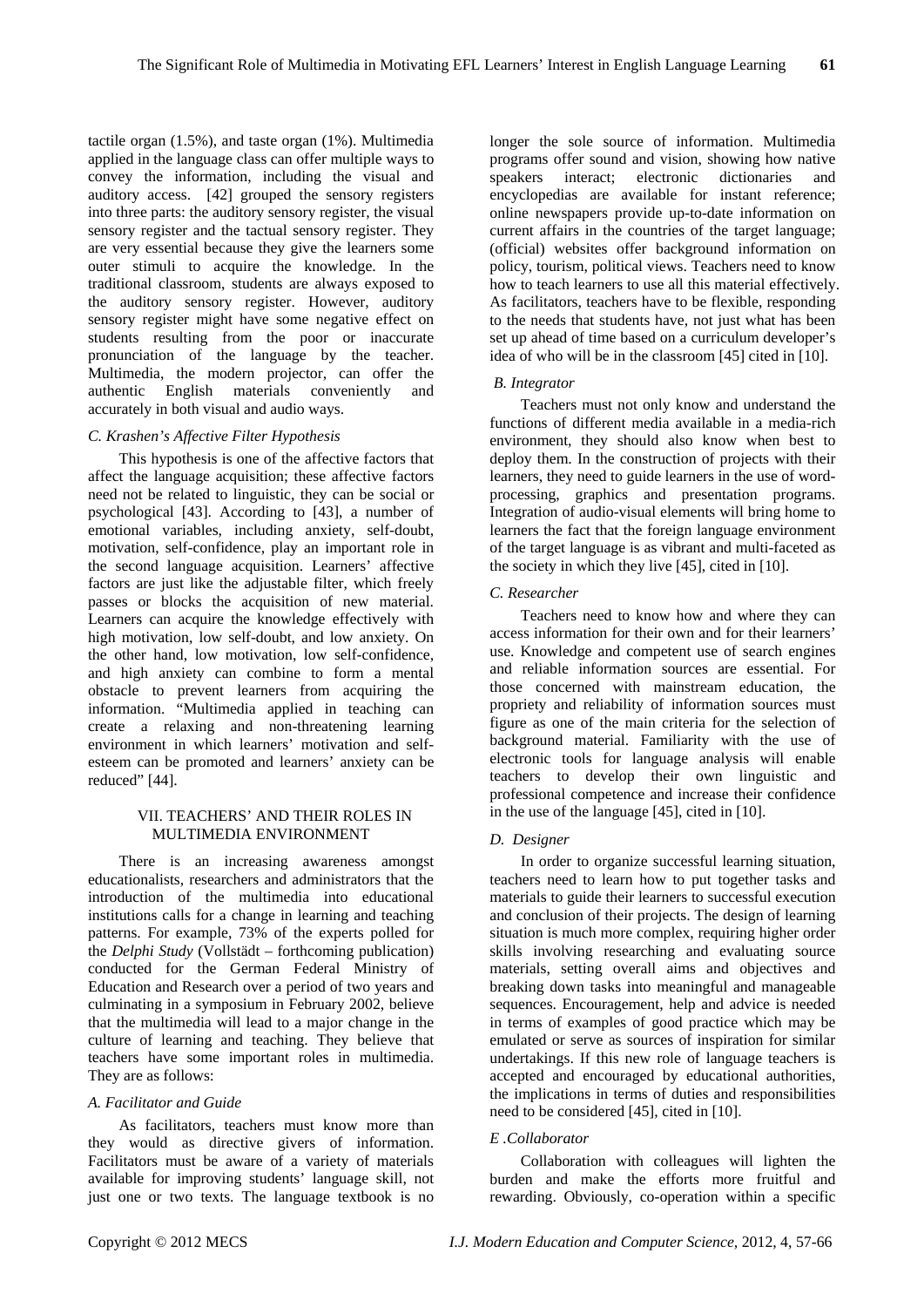tactile organ (1.5%), and taste organ (1%). Multimedia applied in the language class can offer multiple ways to convey the information, including the visual and auditory access. [42] grouped the sensory registers into three parts: the auditory sensory register, the visual sensory register and the tactual sensory register. They are very essential because they give the learners some outer stimuli to acquire the knowledge. In the traditional classroom, students are always exposed to the auditory sensory register. However, auditory sensory register might have some negative effect on students resulting from the poor or inaccurate pronunciation of the language by the teacher. Multimedia, the modern projector, can offer the authentic English materials conveniently and accurately in both visual and audio ways.

### *C. Krashen's Affective Filter Hypothesis*

This hypothesis is one of the affective factors that affect the language acquisition; these affective factors need not be related to linguistic, they can be social or psychological [43]. According to [43], a number of emotional variables, including anxiety, self-doubt, motivation, self-confidence, play an important role in the second language acquisition. Learners' affective factors are just like the adjustable filter, which freely passes or blocks the acquisition of new material. Learners can acquire the knowledge effectively with high motivation, low self-doubt, and low anxiety. On the other hand, low motivation, low self-confidence, and high anxiety can combine to form a mental obstacle to prevent learners from acquiring the information. "Multimedia applied in teaching can create a relaxing and non-threatening learning environment in which learners' motivation and self-esteem can be promoted and learners' anxiety can be reduced" [44].

## VII. TEACHERS' AND THEIR ROLES IN MULTIMEDIA ENVIRONMENT

There is an increasing awareness amongst educationalists, researchers and administrators that the introduction of the multimedia into educational institutions calls for a change in learning and teaching patterns. For example, 73% of the experts polled for the *Delphi Study* (Vollstädt – forthcoming publication) conducted for the German Federal Ministry of Education and Research over a period of two years and culminating in a symposium in February 2002, believe that the multimedia will lead to a major change in the culture of learning and teaching. They believe that teachers have some important roles in multimedia. They are as follows:

### *A. Facilitator and Guide*

As facilitators, teachers must know more than they would as directive givers of information. Facilitators must be aware of a variety of materials available for improving students' language skill, not just one or two texts. The language textbook is no longer the sole source of information. Multimedia programs offer sound and vision, showing how native speakers interact; electronic dictionaries and encyclopedias are available for instant reference; online newspapers provide up-to-date information on current affairs in the countries of the target language; (official) websites offer background information on policy, tourism, political views. Teachers need to know how to teach learners to use all this material effectively. As facilitators, teachers have to be flexible, responding to the needs that students have, not just what has been set up ahead of time based on a curriculum developer's idea of who will be in the classroom [45] cited in [10].

### *B. Integrator*

Teachers must not only know and understand the functions of different media available in a media-rich environment, they should also know when best to deploy them. In the construction of projects with their learners, they need to guide learners in the use of word-processing, graphics and presentation programs. Integration of audio-visual elements will bring home to learners the fact that the foreign language environment of the target language is as vibrant and multi-faceted as the society in which they live [45], cited in [10].

### *C. Researcher*

Teachers need to know how and where they can access information for their own and for their learners' use. Knowledge and competent use of search engines and reliable information sources are essential. For those concerned with mainstream education, the propriety and reliability of information sources must figure as one of the main criteria for the selection of background material. Familiarity with the use of electronic tools for language analysis will enable teachers to develop their own linguistic and professional competence and increase their confidence in the use of the language [45], cited in [10].

### *D. Designer*

In order to organize successful learning situation, teachers need to learn how to put together tasks and materials to guide their learners to successful execution and conclusion of their projects. The design of learning situation is much more complex, requiring higher order skills involving researching and evaluating source materials, setting overall aims and objectives and breaking down tasks into meaningful and manageable sequences. Encouragement, help and advice is needed in terms of examples of good practice which may be emulated or serve as sources of inspiration for similar undertakings. If this new role of language teachers is accepted and encouraged by educational authorities, the implications in terms of duties and responsibilities need to be considered [45], cited in [10].

### *E .Collaborator*

Collaboration with colleagues will lighten the burden and make the efforts more fruitful and rewarding. Obviously, co-operation within a specific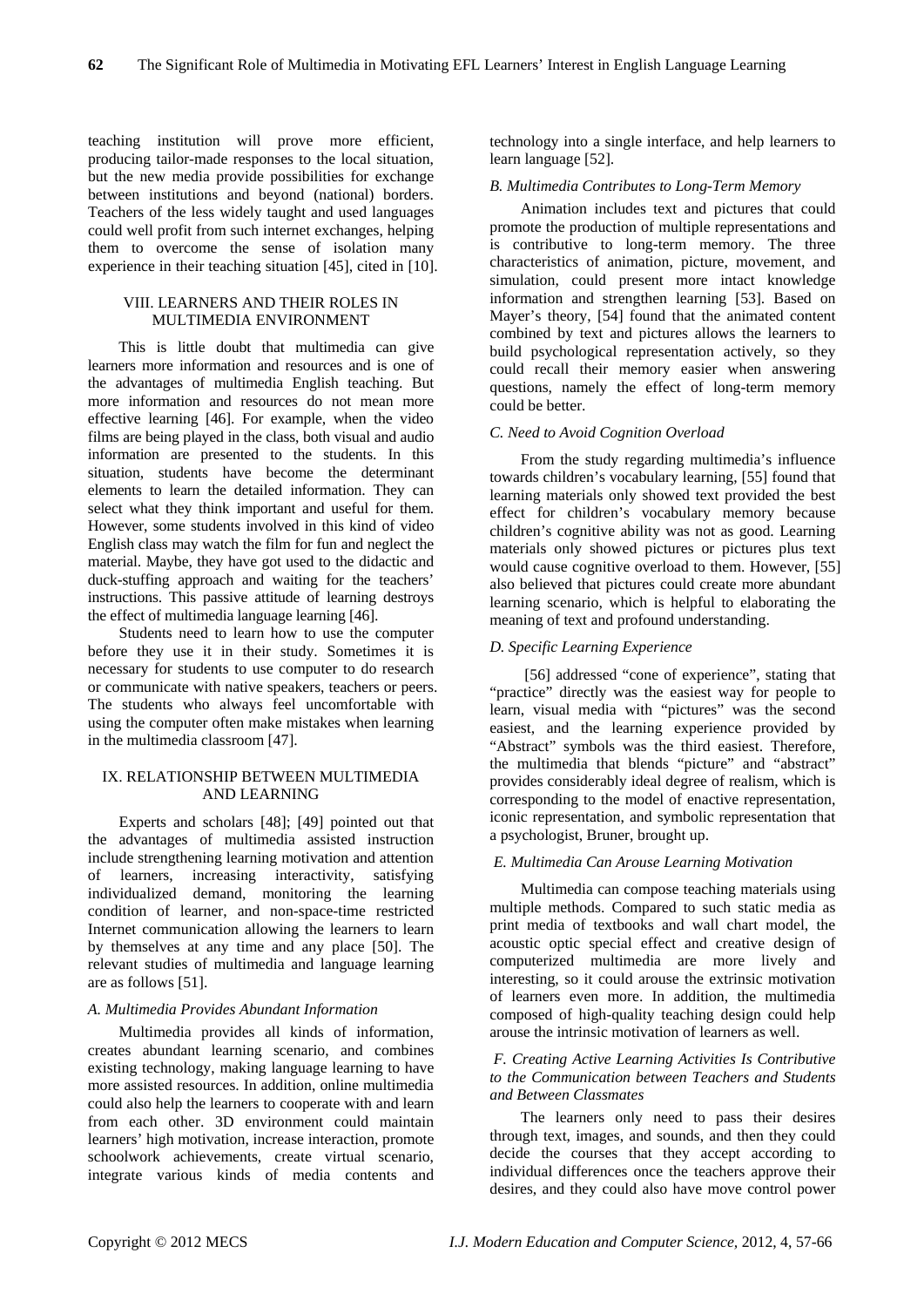teaching institution will prove more efficient, producing tailor-made responses to the local situation, but the new media provide possibilities for exchange between institutions and beyond (national) borders. Teachers of the less widely taught and used languages could well profit from such internet exchanges, helping them to overcome the sense of isolation many experience in their teaching situation [45], cited in [10].

## VIII. LEARNERS AND THEIR ROLES IN MULTIMEDIA ENVIRONMENT

This is little doubt that multimedia can give learners more information and resources and is one of the advantages of multimedia English teaching. But more information and resources do not mean more effective learning [46]. For example, when the video films are being played in the class, both visual and audio information are presented to the students. In this situation, students have become the determinant elements to learn the detailed information. They can select what they think important and useful for them. However, some students involved in this kind of video English class may watch the film for fun and neglect the material. Maybe, they have got used to the didactic and duck-stuffing approach and waiting for the teachers' instructions. This passive attitude of learning destroys the effect of multimedia language learning [46].

Students need to learn how to use the computer before they use it in their study. Sometimes it is necessary for students to use computer to do research or communicate with native speakers, teachers or peers. The students who always feel uncomfortable with using the computer often make mistakes when learning in the multimedia classroom [47].

## IX. RELATIONSHIP BETWEEN MULTIMEDIA AND LEARNING

Experts and scholars [48]; [49] pointed out that the advantages of multimedia assisted instruction include strengthening learning motivation and attention of learners, increasing interactivity, satisfying individualized demand, monitoring the learning condition of learner, and non-space-time restricted Internet communication allowing the learners to learn by themselves at any time and any place [50]. The relevant studies of multimedia and language learning are as follows [51].

### *A. Multimedia Provides Abundant Information*

Multimedia provides all kinds of information, creates abundant learning scenario, and combines existing technology, making language learning to have more assisted resources. In addition, online multimedia could also help the learners to cooperate with and learn from each other. 3D environment could maintain learners' high motivation, increase interaction, promote schoolwork achievements, create virtual scenario, integrate various kinds of media contents and technology into a single interface, and help learners to learn language [52].

### *B. Multimedia Contributes to Long-Term Memory*

Animation includes text and pictures that could promote the production of multiple representations and is contributive to long-term memory. The three characteristics of animation, picture, movement, and simulation, could present more intact knowledge information and strengthen learning [53]. Based on Mayer's theory, [54] found that the animated content combined by text and pictures allows the learners to build psychological representation actively, so they could recall their memory easier when answering questions, namely the effect of long-term memory could be better.

### *C. Need to Avoid Cognition Overload*

From the study regarding multimedia's influence towards children's vocabulary learning, [55] found that learning materials only showed text provided the best effect for children's vocabulary memory because children's cognitive ability was not as good. Learning materials only showed pictures or pictures plus text would cause cognitive overload to them. However, [55] also believed that pictures could create more abundant learning scenario, which is helpful to elaborating the meaning of text and profound understanding.

### *D. Specific Learning Experience*

[56] addressed "cone of experience", stating that "practice" directly was the easiest way for people to learn, visual media with "pictures" was the second easiest, and the learning experience provided by "Abstract" symbols was the third easiest. Therefore, the multimedia that blends "picture" and "abstract" provides considerably ideal degree of realism, which is corresponding to the model of enactive representation, iconic representation, and symbolic representation that a psychologist, Bruner, brought up.

### *E. Multimedia Can Arouse Learning Motivation*

Multimedia can compose teaching materials using multiple methods. Compared to such static media as print media of textbooks and wall chart model, the acoustic optic special effect and creative design of computerized multimedia are more lively and interesting, so it could arouse the extrinsic motivation of learners even more. In addition, the multimedia composed of high-quality teaching design could help arouse the intrinsic motivation of learners as well.

### *F. Creating Active Learning Activities Is Contributive to the Communication between Teachers and Students and Between Classmates*

The learners only need to pass their desires through text, images, and sounds, and then they could decide the courses that they accept according to individual differences once the teachers approve their desires, and they could also have move control power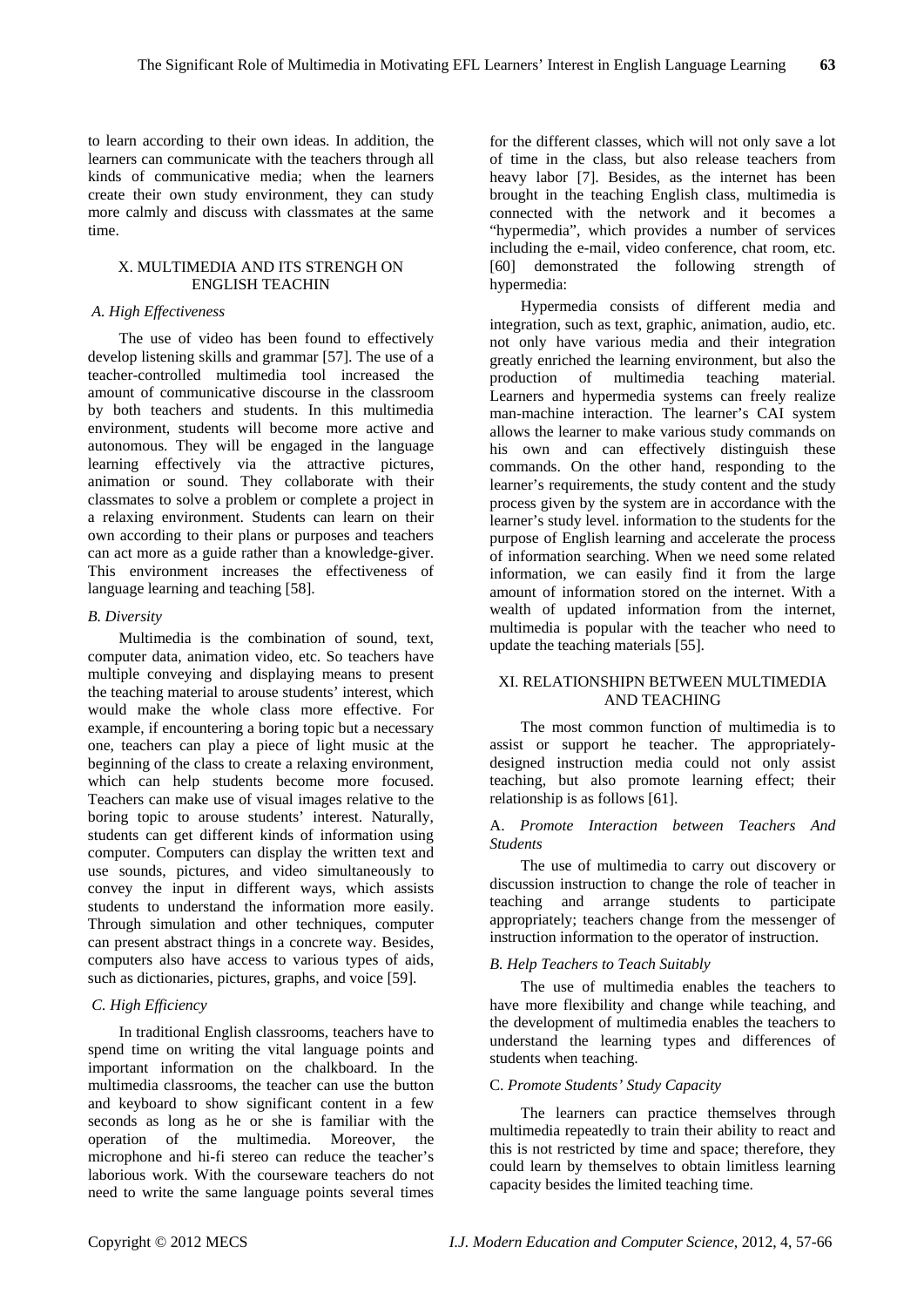to learn according to their own ideas. In addition, the learners can communicate with the teachers through all kinds of communicative media; when the learners create their own study environment, they can study more calmly and discuss with classmates at the same time.

## X. MULTIMEDIA AND ITS STRENGH ON ENGLISH TEACHIN

### *A. High Effectiveness*

The use of video has been found to effectively develop listening skills and grammar [57]. The use of a teacher-controlled multimedia tool increased the amount of communicative discourse in the classroom by both teachers and students. In this multimedia environment, students will become more active and autonomous. They will be engaged in the language learning effectively via the attractive pictures, animation or sound. They collaborate with their classmates to solve a problem or complete a project in a relaxing environment. Students can learn on their own according to their plans or purposes and teachers can act more as a guide rather than a knowledge-giver. This environment increases the effectiveness of language learning and teaching [58].

### *B. Diversity*

Multimedia is the combination of sound, text, computer data, animation video, etc. So teachers have multiple conveying and displaying means to present the teaching material to arouse students' interest, which would make the whole class more effective. For example, if encountering a boring topic but a necessary one, teachers can play a piece of light music at the beginning of the class to create a relaxing environment, which can help students become more focused. Teachers can make use of visual images relative to the boring topic to arouse students' interest. Naturally, students can get different kinds of information using computer. Computers can display the written text and use sounds, pictures, and video simultaneously to convey the input in different ways, which assists students to understand the information more easily. Through simulation and other techniques, computer can present abstract things in a concrete way. Besides, computers also have access to various types of aids, such as dictionaries, pictures, graphs, and voice [59].

### *C. High Efficiency*

In traditional English classrooms, teachers have to spend time on writing the vital language points and important information on the chalkboard. In the multimedia classrooms, the teacher can use the button and keyboard to show significant content in a few seconds as long as he or she is familiar with the operation of the multimedia. Moreover, the microphone and hi-fi stereo can reduce the teacher's laborious work. With the courseware teachers do not need to write the same language points several times for the different classes, which will not only save a lot of time in the class, but also release teachers from heavy labor [7]. Besides, as the internet has been brought in the teaching English class, multimedia is connected with the network and it becomes a "hypermedia", which provides a number of services including the e-mail, video conference, chat room, etc. [60] demonstrated the following strength of hypermedia:

Hypermedia consists of different media and integration, such as text, graphic, animation, audio, etc. not only have various media and their integration greatly enriched the learning environment, but also the production of multimedia teaching material. Learners and hypermedia systems can freely realize man-machine interaction. The learner's CAI system allows the learner to make various study commands on his own and can effectively distinguish these commands. On the other hand, responding to the learner's requirements, the study content and the study process given by the system are in accordance with the learner's study level. information to the students for the purpose of English learning and accelerate the process of information searching. When we need some related information, we can easily find it from the large amount of information stored on the internet. With a wealth of updated information from the internet, multimedia is popular with the teacher who need to update the teaching materials [55].

## XI. RELATIONSHIPN BETWEEN MULTIMEDIA AND TEACHING

The most common function of multimedia is to assist or support he teacher. The appropriately-designed instruction media could not only assist teaching, but also promote learning effect; their relationship is as follows [61].

### A. *Promote Interaction between Teachers And Students*

The use of multimedia to carry out discovery or discussion instruction to change the role of teacher in teaching and arrange students to participate appropriately; teachers change from the messenger of instruction information to the operator of instruction.

### *B. Help Teachers to Teach Suitably*

The use of multimedia enables the teachers to have more flexibility and change while teaching, and the development of multimedia enables the teachers to understand the learning types and differences of students when teaching.

### C. *Promote Students' Study Capacity*

The learners can practice themselves through multimedia repeatedly to train their ability to react and this is not restricted by time and space; therefore, they could learn by themselves to obtain limitless learning capacity besides the limited teaching time.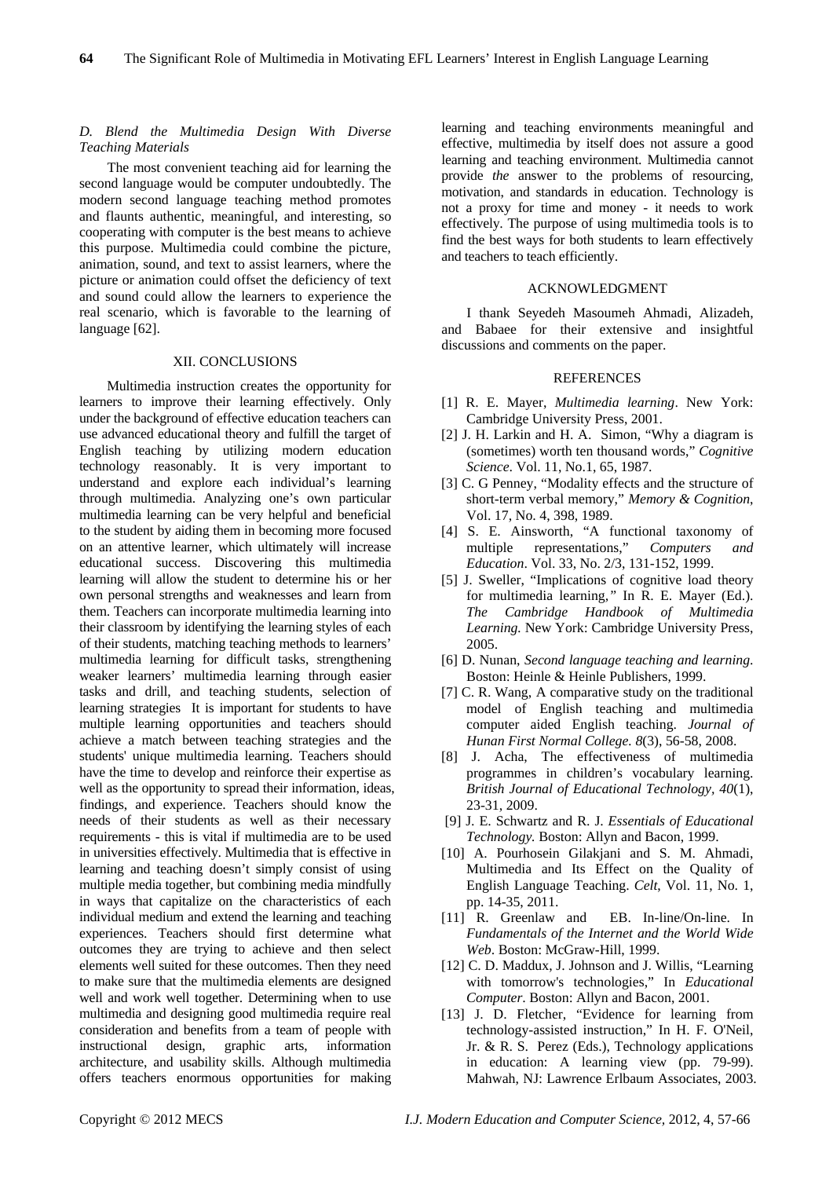### *D. Blend the Multimedia Design With Diverse Teaching Materials*

The most convenient teaching aid for learning the second language would be computer undoubtedly. The modern second language teaching method promotes and flaunts authentic, meaningful, and interesting, so cooperating with computer is the best means to achieve this purpose. Multimedia could combine the picture, animation, sound, and text to assist learners, where the picture or animation could offset the deficiency of text and sound could allow the learners to experience the real scenario, which is favorable to the learning of language [62].

## XII. CONCLUSIONS

Multimedia instruction creates the opportunity for learners to improve their learning effectively. Only under the background of effective education teachers can use advanced educational theory and fulfill the target of English teaching by utilizing modern education technology reasonably. It is very important to understand and explore each individual's learning through multimedia. Analyzing one's own particular multimedia learning can be very helpful and beneficial to the student by aiding them in becoming more focused on an attentive learner, which ultimately will increase educational success. Discovering this multimedia learning will allow the student to determine his or her own personal strengths and weaknesses and learn from them. Teachers can incorporate multimedia learning into their classroom by identifying the learning styles of each of their students, matching teaching methods to learners' multimedia learning for difficult tasks, strengthening weaker learners' multimedia learning through easier tasks and drill, and teaching students, selection of learning strategies It is important for students to have multiple learning opportunities and teachers should achieve a match between teaching strategies and the students' unique multimedia learning. Teachers should have the time to develop and reinforce their expertise as well as the opportunity to spread their information, ideas, findings, and experience. Teachers should know the needs of their students as well as their necessary requirements - this is vital if multimedia are to be used in universities effectively. Multimedia that is effective in learning and teaching doesn't simply consist of using multiple media together, but combining media mindfully in ways that capitalize on the characteristics of each individual medium and extend the learning and teaching experiences. Teachers should first determine what outcomes they are trying to achieve and then select elements well suited for these outcomes. Then they need to make sure that the multimedia elements are designed well and work well together. Determining when to use multimedia and designing good multimedia require real consideration and benefits from a team of people with instructional design, graphic arts, information architecture, and usability skills. Although multimedia offers teachers enormous opportunities for making learning and teaching environments meaningful and effective, multimedia by itself does not assure a good learning and teaching environment. Multimedia cannot provide *the* answer to the problems of resourcing, motivation, and standards in education. Technology is not a proxy for time and money - it needs to work effectively. The purpose of using multimedia tools is to find the best ways for both students to learn effectively and teachers to teach efficiently.

## ACKNOWLEDGMENT

I thank Seyedeh Masoumeh Ahmadi, Alizadeh, and Babaee for their extensive and insightful discussions and comments on the paper.

## REFERENCES

[1] R. E. Mayer, *Multimedia learning*. New York: Cambridge University Press, 2001.

[2] J. H. Larkin and H. A. Simon, "Why a diagram is (sometimes) worth ten thousand words," *Cognitive Science*. Vol. 11, No.1, 65, 1987.

[3] C. G Penney, "Modality effects and the structure of short-term verbal memory," *Memory & Cognition*, Vol. 17, No. 4, 398, 1989.

[4] S. E. Ainsworth, "A functional taxonomy of multiple representations," *Computers and Education*. Vol. 33, No. 2/3, 131-152, 1999.

[5] J. Sweller, "Implications of cognitive load theory for multimedia learning," In R. E. Mayer (Ed.). *The Cambridge Handbook of Multimedia Learning.* New York: Cambridge University Press, 2005.

[6] D. Nunan, *Second language teaching and learning.* Boston: Heinle & Heinle Publishers, 1999.

[7] C. R. Wang, A comparative study on the traditional model of English teaching and multimedia computer aided English teaching. *Journal of Hunan First Normal College. 8*(3), 56-58, 2008.

[8] J. Acha, The effectiveness of multimedia programmes in children's vocabulary learning. *British Journal of Educational Technology, 40*(1), 23-31, 2009.

[9] J. E. Schwartz and R. J. *Essentials of Educational Technology.* Boston: Allyn and Bacon, 1999.

[10] A. Pourhosein Gilakjani and S. M. Ahmadi, Multimedia and Its Effect on the Quality of English Language Teaching. *Celt*, Vol. 11, No. 1, pp. 14-35, 2011.

[11] R. Greenlaw and EB. In-line/On-line. In *Fundamentals of the Internet and the World Wide Web*. Boston: McGraw-Hill, 1999.

[12] C. D. Maddux, J. Johnson and J. Willis, "Learning with tomorrow's technologies," In *Educational Computer*. Boston: Allyn and Bacon, 2001.

[13] J. D. Fletcher, "Evidence for learning from technology-assisted instruction," In H. F. O'Neil, Jr. & R. S. Perez (Eds.), Technology applications in education: A learning view (pp. 79-99). Mahwah, NJ: Lawrence Erlbaum Associates, 2003.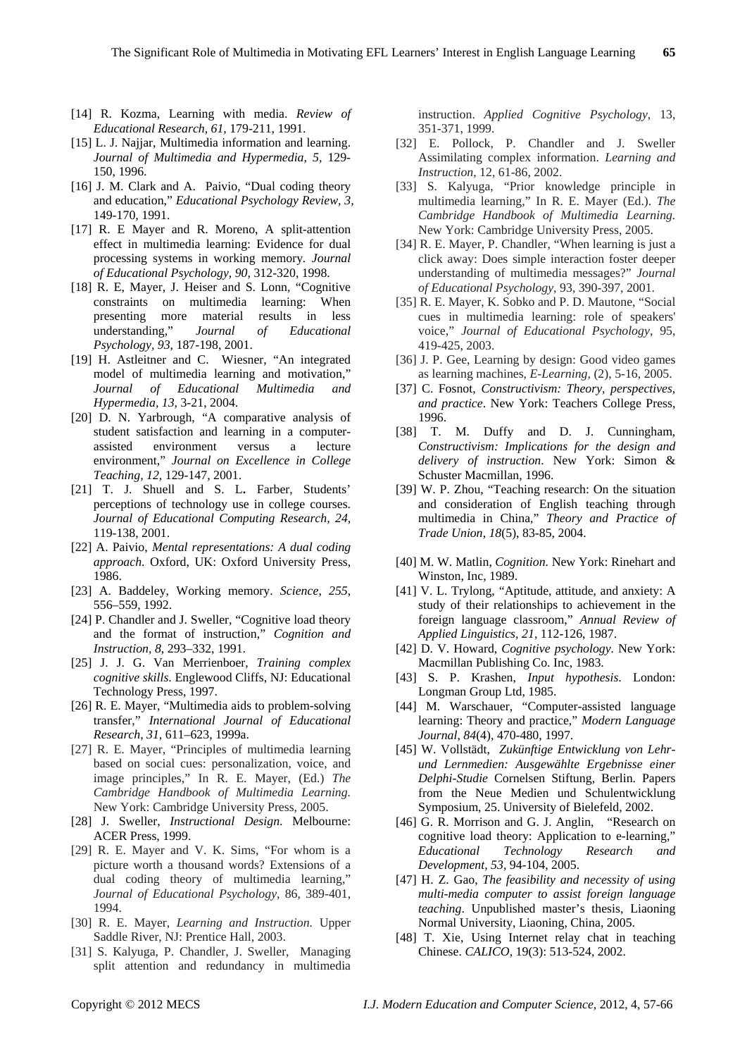[14] R. Kozma, Learning with media. *Review of Educational Research, 61,* 179-211, 1991.

[15] L. J. Najjar, Multimedia information and learning. *Journal of Multimedia and Hypermedia, 5,* 129-150, 1996.

[16] J. M. Clark and A. Paivio, "Dual coding theory and education," *Educational Psychology Review, 3,* 149-170, 1991.

[17] R. E Mayer and R. Moreno, A split-attention effect in multimedia learning: Evidence for dual processing systems in working memory. *Journal of Educational Psychology, 90,* 312-320, 1998.

[18] R. E, Mayer, J. Heiser and S. Lonn, "Cognitive constraints on multimedia learning: When presenting more material results in less understanding," *Journal of Educational Psychology, 93,* 187-198, 2001.

[19] H. Astleitner and C. Wiesner, "An integrated model of multimedia learning and motivation," *Journal of Educational Multimedia and Hypermedia, 13,* 3-21, 2004.

[20] D. N. Yarbrough, "A comparative analysis of student satisfaction and learning in a computer-assisted environment versus a lecture environment," *Journal on Excellence in College Teaching, 12,* 129-147, 2001.

[21] T. J. Shuell and S. L. Farber, Students' perceptions of technology use in college courses. *Journal of Educational Computing Research, 24,* 119-138, 2001.

[22] A. Paivio, *Mental representations: A dual coding approach.* Oxford, UK: Oxford University Press, 1986.

[23] A. Baddeley, Working memory. *Science, 255,* 556–559, 1992.

[24] P. Chandler and J. Sweller, "Cognitive load theory and the format of instruction," *Cognition and Instruction, 8,* 293–332, 1991.

[25] J. J. G. Van Merrienboer, *Training complex cognitive skills.* Englewood Cliffs, NJ: Educational Technology Press, 1997.

[26] R. E. Mayer, "Multimedia aids to problem-solving transfer," *International Journal of Educational Research, 31,* 611–623, 1999a.

[27] R. E. Mayer, "Principles of multimedia learning based on social cues: personalization, voice, and image principles," In R. E. Mayer, (Ed.) *The Cambridge Handbook of Multimedia Learning.* New York: Cambridge University Press, 2005.

[28] J. Sweller, *Instructional Design.* Melbourne: ACER Press, 1999.

[29] R. E. Mayer and V. K. Sims, "For whom is a picture worth a thousand words? Extensions of a dual coding theory of multimedia learning," *Journal of Educational Psychology,* 86, 389-401, 1994.

[30] R. E. Mayer, *Learning and Instruction.* Upper Saddle River, NJ: Prentice Hall, 2003.

[31] S. Kalyuga, P. Chandler, J. Sweller, Managing split attention and redundancy in multimedia instruction. *Applied Cognitive Psychology,* 13, 351-371, 1999.

[32] E. Pollock, P. Chandler and J. Sweller Assimilating complex information. *Learning and Instruction,* 12, 61-86, 2002.

[33] S. Kalyuga, "Prior knowledge principle in multimedia learning," In R. E. Mayer (Ed.). *The Cambridge Handbook of Multimedia Learning.* New York: Cambridge University Press, 2005.

[34] R. E. Mayer, P. Chandler, "When learning is just a click away: Does simple interaction foster deeper understanding of multimedia messages?" *Journal of Educational Psychology,* 93, 390-397, 2001.

[35] R. E. Mayer, K. Sobko and P. D. Mautone, "Social cues in multimedia learning: role of speakers' voice," *Journal of Educational Psychology,* 95, 419-425, 2003.

[36] J. P. Gee, Learning by design: Good video games as learning machines, *E-Learning,* (2), 5-16, 2005.

[37] C. Fosnot, *Constructivism: Theory, perspectives, and practice.* New York: Teachers College Press, 1996.

[38] T. M. Duffy and D. J. Cunningham, *Constructivism: Implications for the design and delivery of instruction.* New York: Simon & Schuster Macmillan, 1996.

[39] W. P. Zhou, "Teaching research: On the situation and consideration of English teaching through multimedia in China," *Theory and Practice of Trade Union, 18*(5), 83-85, 2004.

[40] M. W. Matlin, *Cognition.* New York: Rinehart and Winston, Inc, 1989.

[41] V. L. Trylong, "Aptitude, attitude, and anxiety: A study of their relationships to achievement in the foreign language classroom," *Annual Review of Applied Linguistics, 21,* 112-126, 1987.

[42] D. V. Howard, *Cognitive psychology.* New York: Macmillan Publishing Co. Inc, 1983.

[43] S. P. Krashen, *Input hypothesis.* London: Longman Group Ltd, 1985.

[44] M. Warschauer, "Computer-assisted language learning: Theory and practice," *Modern Language Journal, 84*(4), 470-480, 1997.

[45] W. Vollstädt, *Zukünftige Entwicklung von Lehr- und Lernmedien: Ausgewählte Ergebnisse einer Delphi-Studie* Cornelsen Stiftung, Berlin. Papers from the Neue Medien und Schulentwicklung Symposium, 25. University of Bielefeld, 2002.

[46] G. R. Morrison and G. J. Anglin, "Research on cognitive load theory: Application to e-learning," *Educational Technology Research and Development, 53,* 94-104, 2005.

[47] H. Z. Gao, *The feasibility and necessity of using multi-media computer to assist foreign language teaching.* Unpublished master's thesis, Liaoning Normal University, Liaoning, China, 2005.

[48] T. Xie, Using Internet relay chat in teaching Chinese. *CALICO,* 19(3): 513-524, 2002.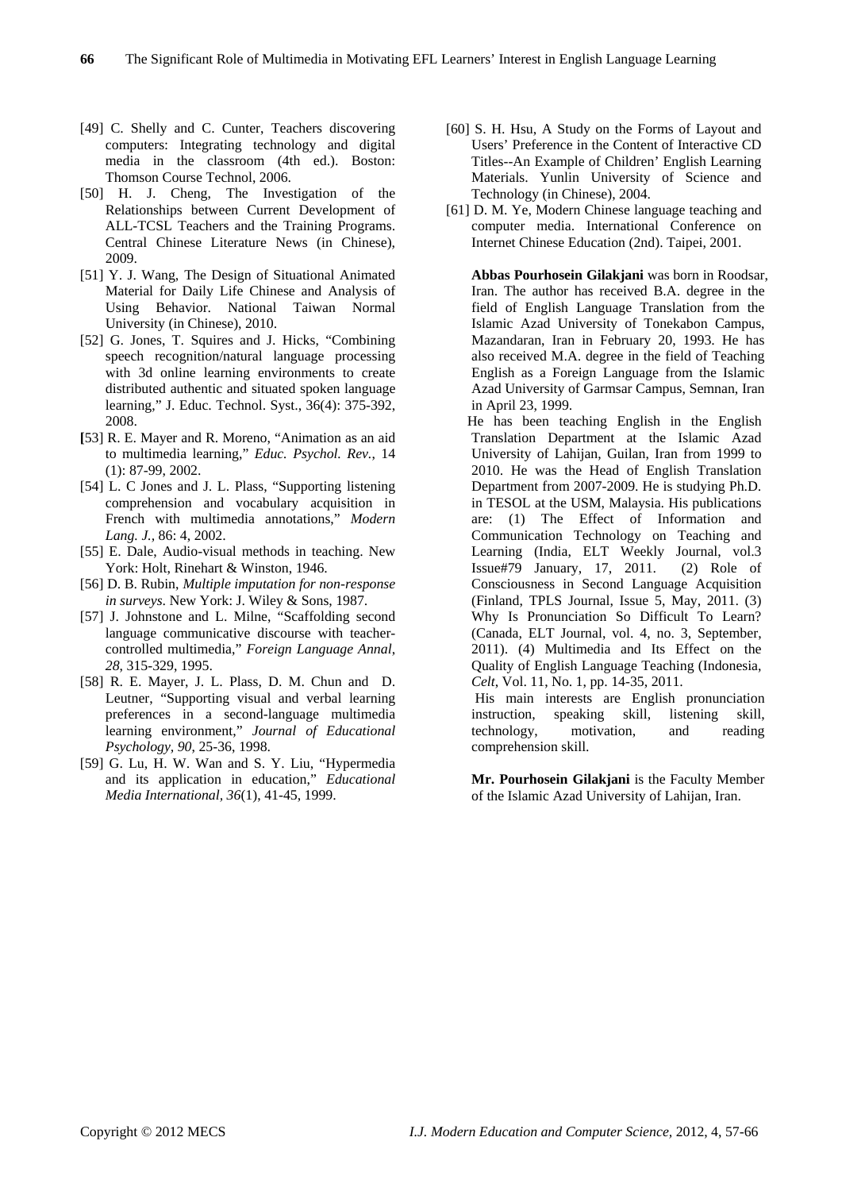[49] C. Shelly and C. Cunter, Teachers discovering computers: Integrating technology and digital media in the classroom (4th ed.). Boston: Thomson Course Technol, 2006.

[50] H. J. Cheng, The Investigation of the Relationships between Current Development of ALL-TCSL Teachers and the Training Programs. Central Chinese Literature News (in Chinese), 2009.

[51] Y. J. Wang, The Design of Situational Animated Material for Daily Life Chinese and Analysis of Using Behavior. National Taiwan Normal University (in Chinese), 2010.

[52] G. Jones, T. Squires and J. Hicks, "Combining speech recognition/natural language processing with 3d online learning environments to create distributed authentic and situated spoken language learning," J. Educ. Technol. Syst., 36(4): 375-392, 2008.

**[**53] R. E. Mayer and R. Moreno, "Animation as an aid to multimedia learning," *Educ. Psychol. Rev.*, 14 (1): 87-99, 2002.

[54] L. C Jones and J. L. Plass, "Supporting listening comprehension and vocabulary acquisition in French with multimedia annotations," *Modern Lang. J.*, 86: 4, 2002.

[55] E. Dale, Audio-visual methods in teaching. New York: Holt, Rinehart & Winston, 1946.

[56] D. B. Rubin, *Multiple imputation for non-response in surveys*. New York: J. Wiley & Sons, 1987.

[57] J. Johnstone and L. Milne, "Scaffolding second language communicative discourse with teacher-controlled multimedia," *Foreign Language Annal*, *28*, 315-329, 1995.

[58] R. E. Mayer, J. L. Plass, D. M. Chun and D. Leutner, "Supporting visual and verbal learning preferences in a second-language multimedia learning environment," *Journal of Educational Psychology, 90*, 25-36, 1998.

[59] G. Lu, H. W. Wan and S. Y. Liu, "Hypermedia and its application in education," *Educational Media International, 36*(1), 41-45, 1999.

[60] S. H. Hsu, A Study on the Forms of Layout and Users' Preference in the Content of Interactive CD Titles--An Example of Children' English Learning Materials. Yunlin University of Science and Technology (in Chinese), 2004.

[61] D. M. Ye, Modern Chinese language teaching and computer media. International Conference on Internet Chinese Education (2nd). Taipei, 2001.

**Abbas Pourhosein Gilakjani** was born in Roodsar, Iran. The author has received B.A. degree in the field of English Language Translation from the Islamic Azad University of Tonekabon Campus, Mazandaran, Iran in February 20, 1993. He has also received M.A. degree in the field of Teaching English as a Foreign Language from the Islamic Azad University of Garmsar Campus, Semnan, Iran in April 23, 1999.

He has been teaching English in the English Translation Department at the Islamic Azad University of Lahijan, Guilan, Iran from 1999 to 2010. He was the Head of English Translation Department from 2007-2009. He is studying Ph.D. in TESOL at the USM, Malaysia. His publications are: (1) The Effect of Information and Communication Technology on Teaching and Learning (India, ELT Weekly Journal, vol.3 Issue#79 January, 17, 2011. (2) Role of Consciousness in Second Language Acquisition (Finland, TPLS Journal, Issue 5, May, 2011. (3) Why Is Pronunciation So Difficult To Learn? (Canada, ELT Journal, vol. 4, no. 3, September, 2011). (4) Multimedia and Its Effect on the Quality of English Language Teaching (Indonesia, *Celt*, Vol. 11, No. 1, pp. 14-35, 2011.

His main interests are English pronunciation instruction, speaking skill, listening skill, technology, motivation, and reading comprehension skill.

**Mr. Pourhosein Gilakjani** is the Faculty Member of the Islamic Azad University of Lahijan, Iran.